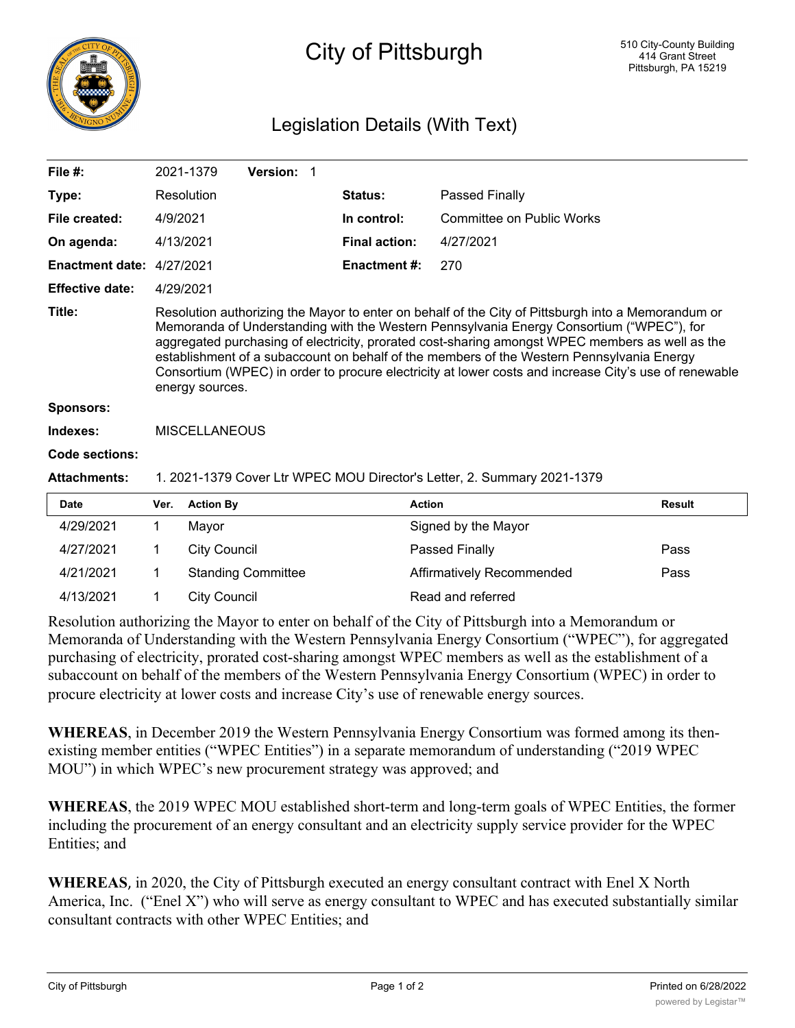# City of Pittsburgh

510 City-County Building
414 Grant Street
Pittsburgh, PA 15219

## Legislation Details (With Text)

| | | | |
|---|---|---|---|
| **File #:** | 2021-1379 **Version:** 1 | | |
| **Type:** | Resolution | **Status:** | Passed Finally |
| **File created:** | 4/9/2021 | **In control:** | Committee on Public Works |
| **On agenda:** | 4/13/2021 | **Final action:** | 4/27/2021 |
| **Enactment date:** | 4/27/2021 | **Enactment #:** | 270 |
| **Effective date:** | 4/29/2021 | | |

**Title:** Resolution authorizing the Mayor to enter on behalf of the City of Pittsburgh into a Memorandum or Memoranda of Understanding with the Western Pennsylvania Energy Consortium ("WPEC"), for aggregated purchasing of electricity, prorated cost-sharing amongst WPEC members as well as the establishment of a subaccount on behalf of the members of the Western Pennsylvania Energy Consortium (WPEC) in order to procure electricity at lower costs and increase City's use of renewable energy sources.

**Sponsors:**

**Indexes:** MISCELLANEOUS

**Code sections:**

**Attachments:** 1. 2021-1379 Cover Ltr WPEC MOU Director's Letter, 2. Summary 2021-1379

| Date | Ver. | Action By | Action | Result |
|---|---|---|---|---|
| 4/29/2021 | 1 | Mayor | Signed by the Mayor | |
| 4/27/2021 | 1 | City Council | Passed Finally | Pass |
| 4/21/2021 | 1 | Standing Committee | Affirmatively Recommended | Pass |
| 4/13/2021 | 1 | City Council | Read and referred | |

Resolution authorizing the Mayor to enter on behalf of the City of Pittsburgh into a Memorandum or Memoranda of Understanding with the Western Pennsylvania Energy Consortium ("WPEC"), for aggregated purchasing of electricity, prorated cost-sharing amongst WPEC members as well as the establishment of a subaccount on behalf of the members of the Western Pennsylvania Energy Consortium (WPEC) in order to procure electricity at lower costs and increase City's use of renewable energy sources.

**WHEREAS**, in December 2019 the Western Pennsylvania Energy Consortium was formed among its then-existing member entities ("WPEC Entities") in a separate memorandum of understanding ("2019 WPEC MOU") in which WPEC's new procurement strategy was approved; and

**WHEREAS**, the 2019 WPEC MOU established short-term and long-term goals of WPEC Entities, the former including the procurement of an energy consultant and an electricity supply service provider for the WPEC Entities; and

**WHEREAS**, in 2020, the City of Pittsburgh executed an energy consultant contract with Enel X North America, Inc. ("Enel X") who will serve as energy consultant to WPEC and has executed substantially similar consultant contracts with other WPEC Entities; and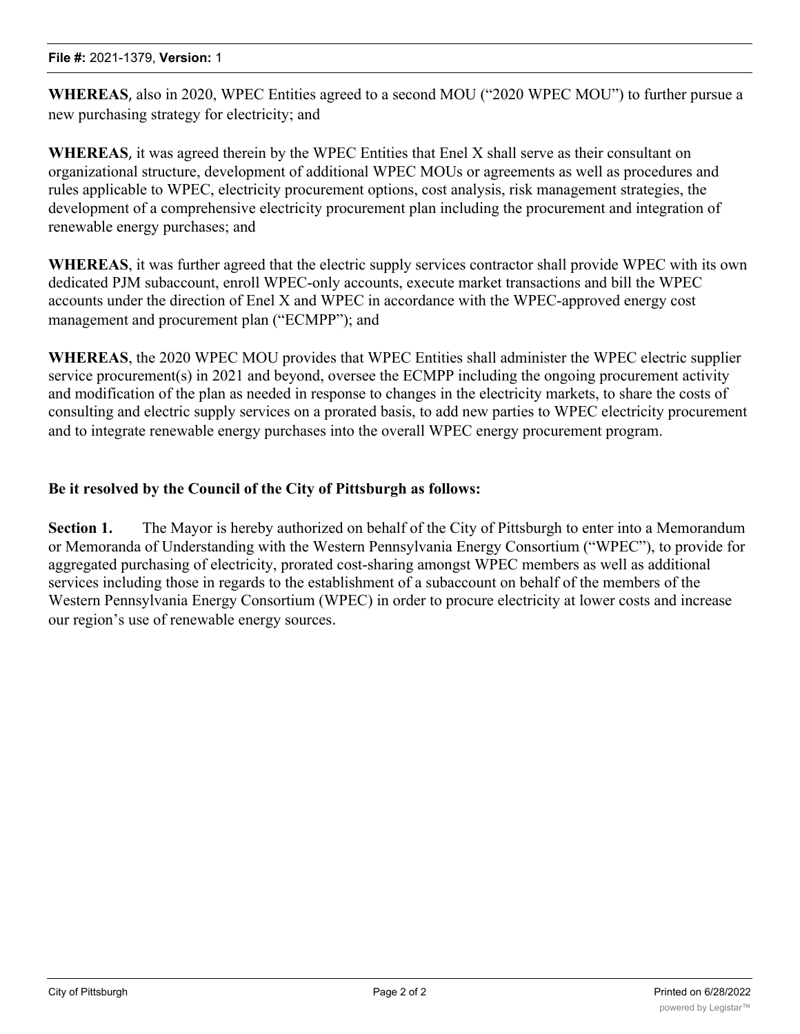**WHEREAS**, also in 2020, WPEC Entities agreed to a second MOU ("2020 WPEC MOU") to further pursue a new purchasing strategy for electricity; and

**WHEREAS**, it was agreed therein by the WPEC Entities that Enel X shall serve as their consultant on organizational structure, development of additional WPEC MOUs or agreements as well as procedures and rules applicable to WPEC, electricity procurement options, cost analysis, risk management strategies, the development of a comprehensive electricity procurement plan including the procurement and integration of renewable energy purchases; and

**WHEREAS**, it was further agreed that the electric supply services contractor shall provide WPEC with its own dedicated PJM subaccount, enroll WPEC-only accounts, execute market transactions and bill the WPEC accounts under the direction of Enel X and WPEC in accordance with the WPEC-approved energy cost management and procurement plan ("ECMPP"); and

**WHEREAS**, the 2020 WPEC MOU provides that WPEC Entities shall administer the WPEC electric supplier service procurement(s) in 2021 and beyond, oversee the ECMPP including the ongoing procurement activity and modification of the plan as needed in response to changes in the electricity markets, to share the costs of consulting and electric supply services on a prorated basis, to add new parties to WPEC electricity procurement and to integrate renewable energy purchases into the overall WPEC energy procurement program.

**Be it resolved by the Council of the City of Pittsburgh as follows:**

**Section 1.** The Mayor is hereby authorized on behalf of the City of Pittsburgh to enter into a Memorandum or Memoranda of Understanding with the Western Pennsylvania Energy Consortium ("WPEC"), to provide for aggregated purchasing of electricity, prorated cost-sharing amongst WPEC members as well as additional services including those in regards to the establishment of a subaccount on behalf of the members of the Western Pennsylvania Energy Consortium (WPEC) in order to procure electricity at lower costs and increase our region's use of renewable energy sources.